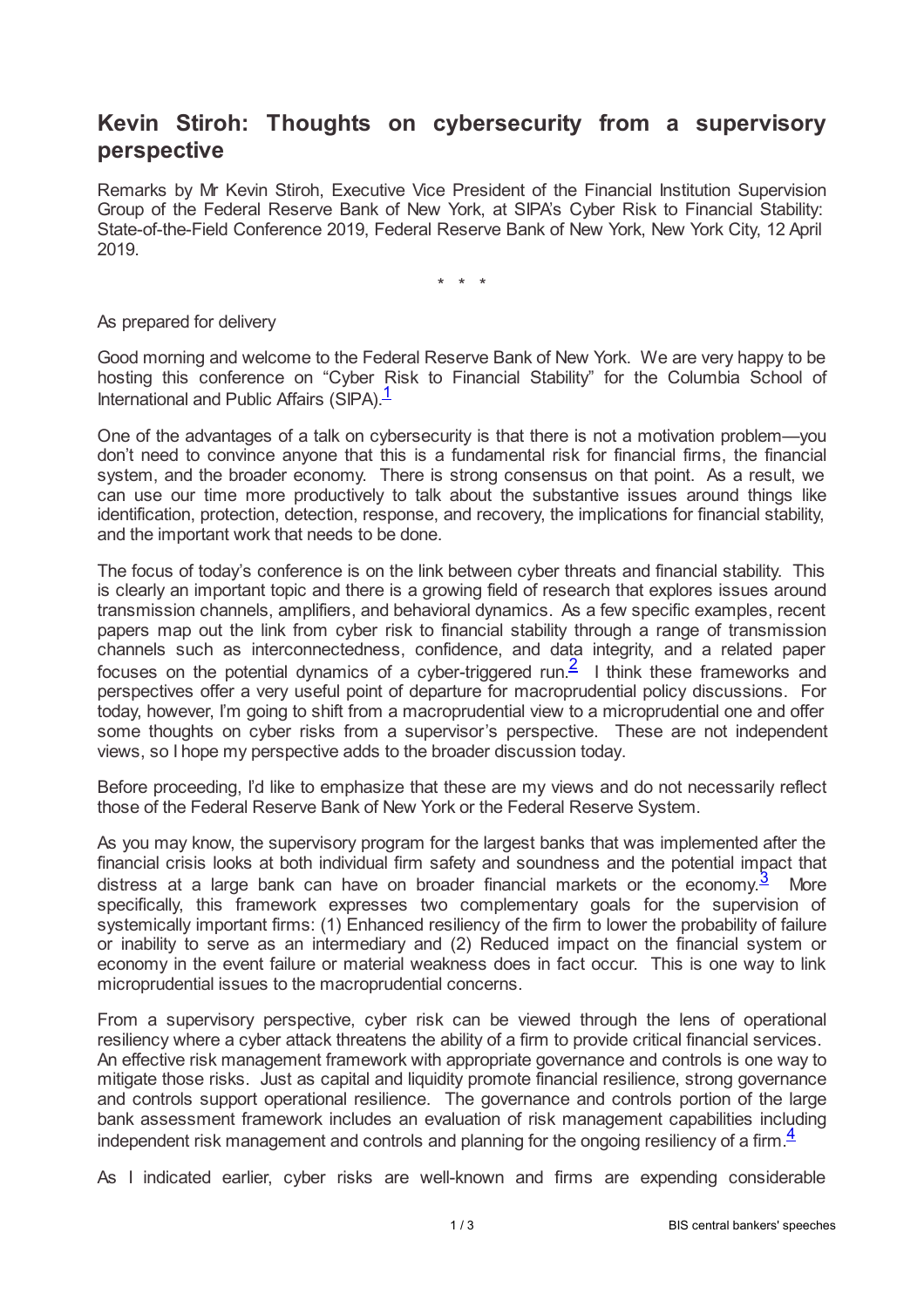# Kevin Stiroh: Thoughts on cybersecurity from a supervisory perspective

Remarks by Mr Kevin Stiroh, Executive Vice President of the Financial Institution Supervision Group of the Federal Reserve Bank of New York, at SIPA's Cyber Risk to Financial Stability: State-of-the-Field Conference 2019, Federal Reserve Bank of New York, New York City, 12 April 2019.

\* \* \*

As prepared for delivery

Good morning and welcome to the Federal Reserve Bank of New York. We are very happy to be hosting this conference on "Cyber Risk to Financial Stability" for the Columbia School of International and Public Affairs (SIPA).[1]

One of the advantages of a talk on cybersecurity is that there is not a motivation problem—you don't need to convince anyone that this is a fundamental risk for financial firms, the financial system, and the broader economy. There is strong consensus on that point. As a result, we can use our time more productively to talk about the substantive issues around things like identification, protection, detection, response, and recovery, the implications for financial stability, and the important work that needs to be done.

The focus of today's conference is on the link between cyber threats and financial stability. This is clearly an important topic and there is a growing field of research that explores issues around transmission channels, amplifiers, and behavioral dynamics. As a few specific examples, recent papers map out the link from cyber risk to financial stability through a range of transmission channels such as interconnectedness, confidence, and data integrity, and a related paper focuses on the potential dynamics of a cyber-triggered run.[2] I think these frameworks and perspectives offer a very useful point of departure for macroprudential policy discussions. For today, however, I'm going to shift from a macroprudential view to a microprudential one and offer some thoughts on cyber risks from a supervisor's perspective. These are not independent views, so I hope my perspective adds to the broader discussion today.

Before proceeding, I'd like to emphasize that these are my views and do not necessarily reflect those of the Federal Reserve Bank of New York or the Federal Reserve System.

As you may know, the supervisory program for the largest banks that was implemented after the financial crisis looks at both individual firm safety and soundness and the potential impact that distress at a large bank can have on broader financial markets or the economy.[3] More specifically, this framework expresses two complementary goals for the supervision of systemically important firms: (1) Enhanced resiliency of the firm to lower the probability of failure or inability to serve as an intermediary and (2) Reduced impact on the financial system or economy in the event failure or material weakness does in fact occur. This is one way to link microprudential issues to the macroprudential concerns.

From a supervisory perspective, cyber risk can be viewed through the lens of operational resiliency where a cyber attack threatens the ability of a firm to provide critical financial services. An effective risk management framework with appropriate governance and controls is one way to mitigate those risks. Just as capital and liquidity promote financial resilience, strong governance and controls support operational resilience. The governance and controls portion of the large bank assessment framework includes an evaluation of risk management capabilities including independent risk management and controls and planning for the ongoing resiliency of a firm.[4]

As I indicated earlier, cyber risks are well-known and firms are expending considerable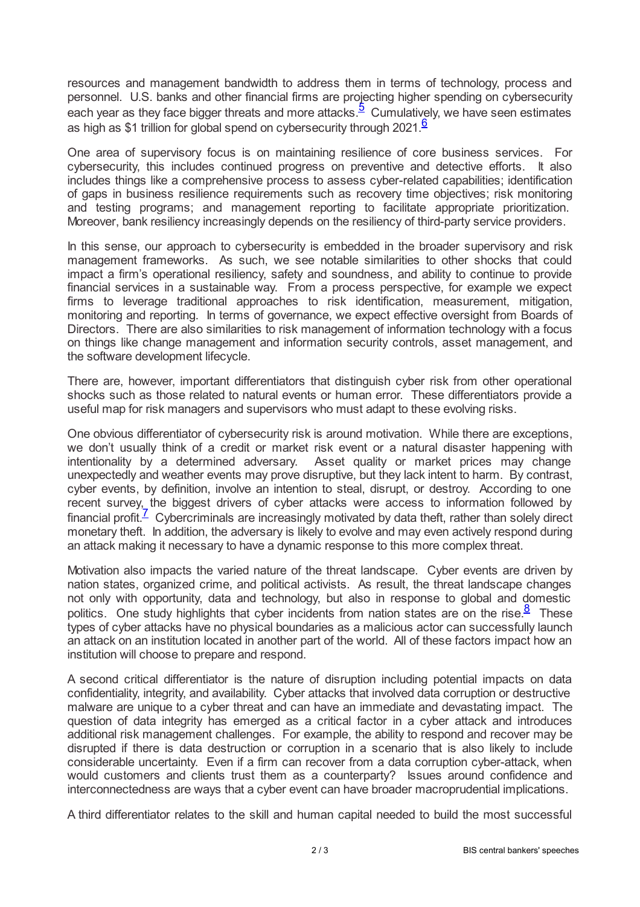resources and management bandwidth to address them in terms of technology, process and personnel. U.S. banks and other financial firms are projecting higher spending on cybersecurity each year as they face bigger threats and more attacks.[5] Cumulatively, we have seen estimates as high as $1 trillion for global spend on cybersecurity through 2021.[6]

One area of supervisory focus is on maintaining resilience of core business services. For cybersecurity, this includes continued progress on preventive and detective efforts. It also includes things like a comprehensive process to assess cyber-related capabilities; identification of gaps in business resilience requirements such as recovery time objectives; risk monitoring and testing programs; and management reporting to facilitate appropriate prioritization. Moreover, bank resiliency increasingly depends on the resiliency of third-party service providers.

In this sense, our approach to cybersecurity is embedded in the broader supervisory and risk management frameworks. As such, we see notable similarities to other shocks that could impact a firm's operational resiliency, safety and soundness, and ability to continue to provide financial services in a sustainable way. From a process perspective, for example we expect firms to leverage traditional approaches to risk identification, measurement, mitigation, monitoring and reporting. In terms of governance, we expect effective oversight from Boards of Directors. There are also similarities to risk management of information technology with a focus on things like change management and information security controls, asset management, and the software development lifecycle.

There are, however, important differentiators that distinguish cyber risk from other operational shocks such as those related to natural events or human error. These differentiators provide a useful map for risk managers and supervisors who must adapt to these evolving risks.

One obvious differentiator of cybersecurity risk is around motivation. While there are exceptions, we don't usually think of a credit or market risk event or a natural disaster happening with intentionality by a determined adversary. Asset quality or market prices may change unexpectedly and weather events may prove disruptive, but they lack intent to harm. By contrast, cyber events, by definition, involve an intention to steal, disrupt, or destroy. According to one recent survey, the biggest drivers of cyber attacks were access to information followed by financial profit.[7] Cybercriminals are increasingly motivated by data theft, rather than solely direct monetary theft. In addition, the adversary is likely to evolve and may even actively respond during an attack making it necessary to have a dynamic response to this more complex threat.

Motivation also impacts the varied nature of the threat landscape. Cyber events are driven by nation states, organized crime, and political activists. As result, the threat landscape changes not only with opportunity, data and technology, but also in response to global and domestic politics. One study highlights that cyber incidents from nation states are on the rise.[8] These types of cyber attacks have no physical boundaries as a malicious actor can successfully launch an attack on an institution located in another part of the world. All of these factors impact how an institution will choose to prepare and respond.

A second critical differentiator is the nature of disruption including potential impacts on data confidentiality, integrity, and availability. Cyber attacks that involved data corruption or destructive malware are unique to a cyber threat and can have an immediate and devastating impact. The question of data integrity has emerged as a critical factor in a cyber attack and introduces additional risk management challenges. For example, the ability to respond and recover may be disrupted if there is data destruction or corruption in a scenario that is also likely to include considerable uncertainty. Even if a firm can recover from a data corruption cyber-attack, when would customers and clients trust them as a counterparty? Issues around confidence and interconnectedness are ways that a cyber event can have broader macroprudential implications.

A third differentiator relates to the skill and human capital needed to build the most successful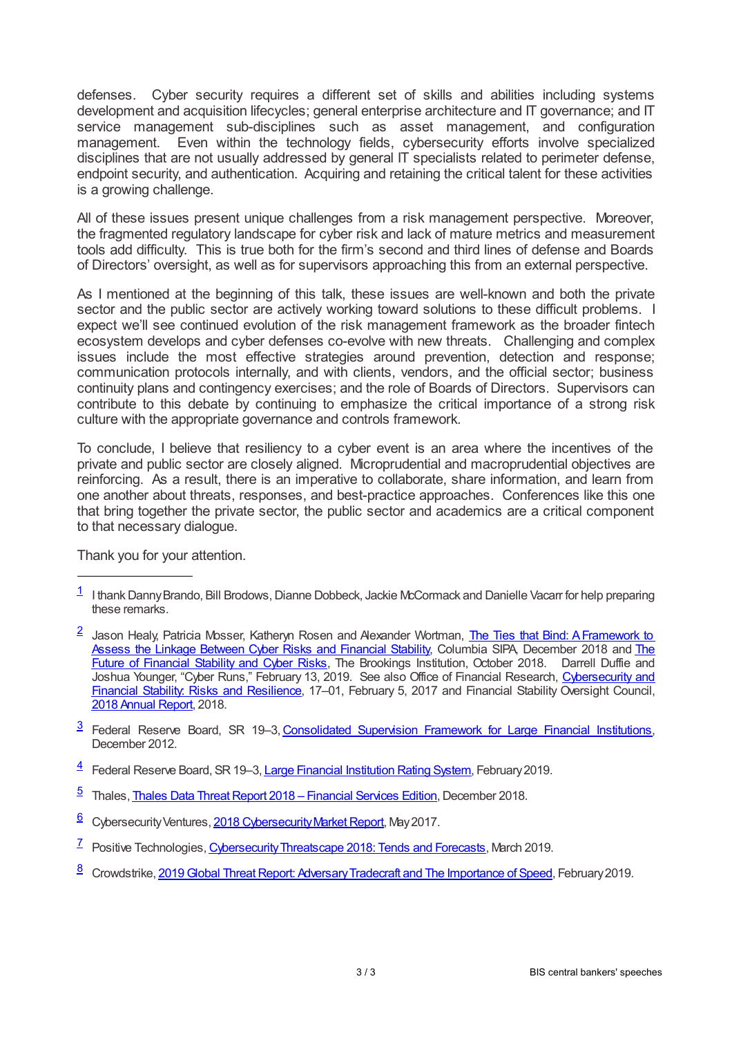defenses. Cyber security requires a different set of skills and abilities including systems development and acquisition lifecycles; general enterprise architecture and IT governance; and IT service management sub-disciplines such as asset management, and configuration management. Even within the technology fields, cybersecurity efforts involve specialized disciplines that are not usually addressed by general IT specialists related to perimeter defense, endpoint security, and authentication. Acquiring and retaining the critical talent for these activities is a growing challenge.

All of these issues present unique challenges from a risk management perspective. Moreover, the fragmented regulatory landscape for cyber risk and lack of mature metrics and measurement tools add difficulty. This is true both for the firm's second and third lines of defense and Boards of Directors' oversight, as well as for supervisors approaching this from an external perspective.

As I mentioned at the beginning of this talk, these issues are well-known and both the private sector and the public sector are actively working toward solutions to these difficult problems. I expect we'll see continued evolution of the risk management framework as the broader fintech ecosystem develops and cyber defenses co-evolve with new threats. Challenging and complex issues include the most effective strategies around prevention, detection and response; communication protocols internally, and with clients, vendors, and the official sector; business continuity plans and contingency exercises; and the role of Boards of Directors. Supervisors can contribute to this debate by continuing to emphasize the critical importance of a strong risk culture with the appropriate governance and controls framework.

To conclude, I believe that resiliency to a cyber event is an area where the incentives of the private and public sector are closely aligned. Microprudential and macroprudential objectives are reinforcing. As a result, there is an imperative to collaborate, share information, and learn from one another about threats, responses, and best-practice approaches. Conferences like this one that bring together the private sector, the public sector and academics are a critical component to that necessary dialogue.

Thank you for your attention.

---

[1] I thank Danny Brando, Bill Brodows, Dianne Dobbeck, Jackie McCormack and Danielle Vacarr for help preparing these remarks.

[2] Jason Healy, Patricia Mosser, Katheryn Rosen and Alexander Wortman, The Ties that Bind: A Framework to Assess the Linkage Between Cyber Risks and Financial Stability, Columbia SIPA, December 2018 and The Future of Financial Stability and Cyber Risks, The Brookings Institution, October 2018. Darrell Duffie and Joshua Younger, "Cyber Runs," February 13, 2019. See also Office of Financial Research, Cybersecurity and Financial Stability: Risks and Resilience, 17–01, February 5, 2017 and Financial Stability Oversight Council, 2018 Annual Report, 2018.

[3] Federal Reserve Board, SR 19–3, Consolidated Supervision Framework for Large Financial Institutions, December 2012.

[4] Federal Reserve Board, SR 19–3, Large Financial Institution Rating System, February 2019.

[5] Thales, Thales Data Threat Report 2018 – Financial Services Edition, December 2018.

[6] Cybersecurity Ventures, 2018 Cybersecurity Market Report, May 2017.

[7] Positive Technologies, Cybersecurity Threatscape 2018: Tends and Forecasts, March 2019.

[8] Crowdstrike, 2019 Global Threat Report: Adversary Tradecraft and The Importance of Speed, February 2019.